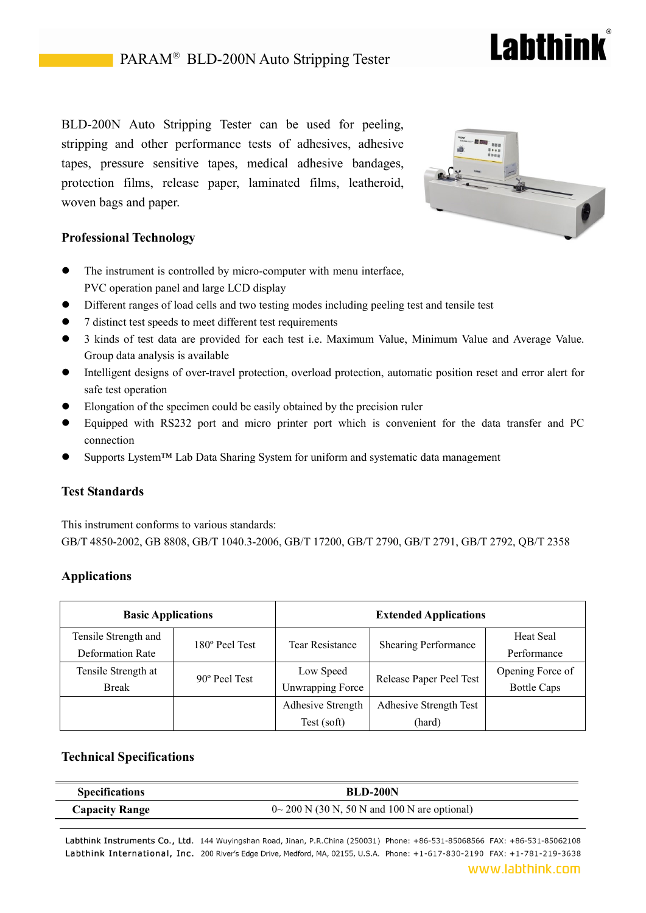# PARAM® BLD-200N Auto Stripping Tester

BLD-200N Auto Stripping Tester can be used for peeling, stripping and other performance tests of adhesives, adhesive tapes, pressure sensitive tapes, medical adhesive bandages, protection films, release paper, laminated films, leatheroid, woven bags and paper.

## Professional Technology

- The instrument is controlled by micro-computer with menu interface, PVC operation panel and large LCD display
- Different ranges of load cells and two testing modes including peeling test and tensile test
- 7 distinct test speeds to meet different test requirements
- 3 kinds of test data are provided for each test i.e. Maximum Value, Minimum Value and Average Value. Group data analysis is available
- Intelligent designs of over-travel protection, overload protection, automatic position reset and error alert for safe test operation
- Elongation of the specimen could be easily obtained by the precision ruler
- Equipped with RS232 port and micro printer port which is convenient for the data transfer and PC connection
- Supports Lystem™ Lab Data Sharing System for uniform and systematic data management

## Test Standards

This instrument conforms to various standards:
GB/T 4850-2002, GB 8808, GB/T 1040.3-2006, GB/T 17200, GB/T 2790, GB/T 2791, GB/T 2792, QB/T 2358

## Applications

| Basic Applications | | Extended Applications | | |
|---|---|---|---|---|
| Tensile Strength and Deformation Rate | 180º Peel Test | Tear Resistance | Shearing Performance | Heat Seal Performance |
| Tensile Strength at Break | 90º Peel Test | Low Speed Unwrapping Force | Release Paper Peel Test | Opening Force of Bottle Caps |
| | | Adhesive Strength Test (soft) | Adhesive Strength Test (hard) | |

## Technical Specifications

| Specifications | BLD-200N |
|---|---|
| Capacity Range | 0~ 200 N (30 N, 50 N and 100 N are optional) |

Labthink Instruments Co., Ltd. 144 Wuyingshan Road, Jinan, P.R.China (250031) Phone: +86-531-85068566 FAX: +86-531-85062108
Labthink International, Inc. 200 River's Edge Drive, Medford, MA, 02155, U.S.A. Phone: +1-617-830-2190 FAX: +1-781-219-3638
www.labthink.com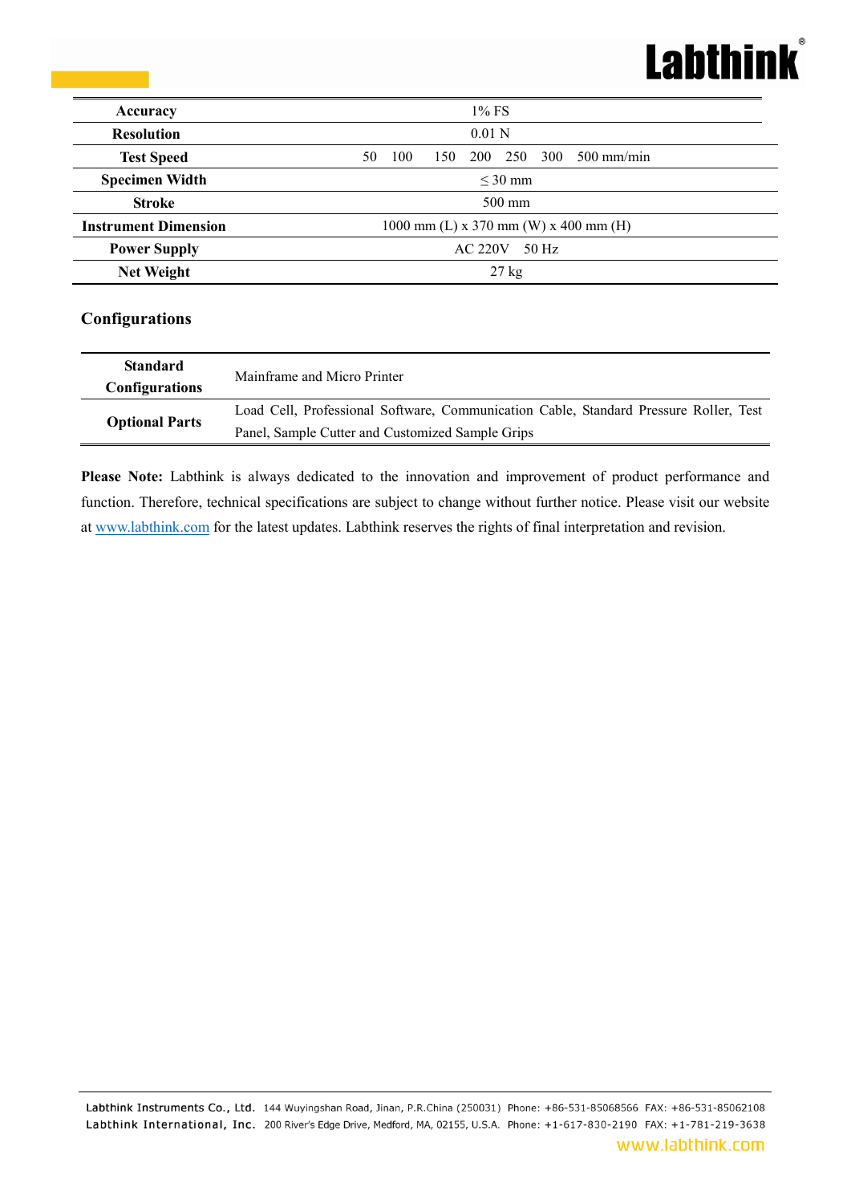| | |
|---|---|
| **Accuracy** | 1% FS |
| **Resolution** | 0.01 N |
| **Test Speed** | 50 100 150 200 250 300 500 mm/min |
| **Specimen Width** | ≤ 30 mm |
| **Stroke** | 500 mm |
| **Instrument Dimension** | 1000 mm (L) x 370 mm (W) x 400 mm (H) |
| **Power Supply** | AC 220V 50 Hz |
| **Net Weight** | 27 kg |

## Configurations

| | |
|---|---|
| **Standard Configurations** | Mainframe and Micro Printer |
| **Optional Parts** | Load Cell, Professional Software, Communication Cable, Standard Pressure Roller, Test Panel, Sample Cutter and Customized Sample Grips |

**Please Note:** Labthink is always dedicated to the innovation and improvement of product performance and function. Therefore, technical specifications are subject to change without further notice. Please visit our website at www.labthink.com for the latest updates. Labthink reserves the rights of final interpretation and revision.